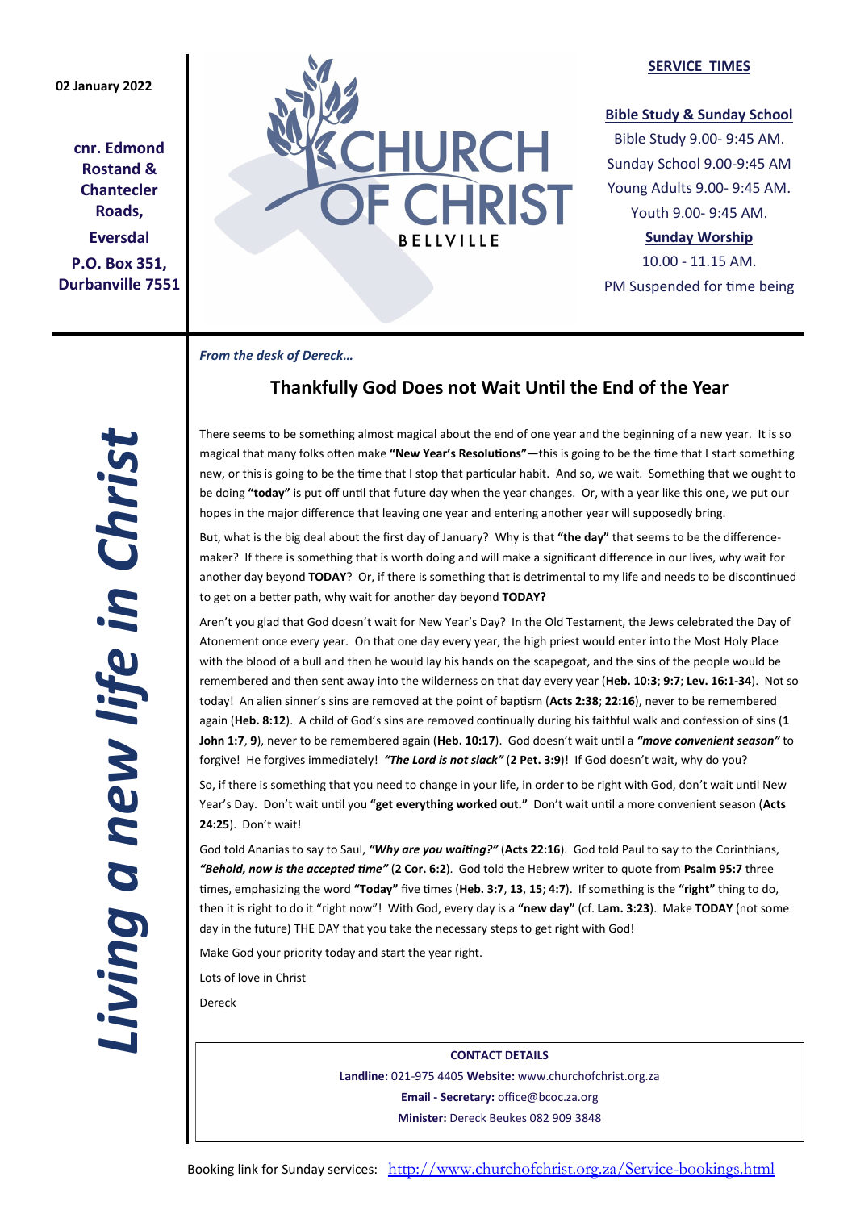02 January 2022

**cnr. Edmond Rostand & Chantecler Roads,**

**Eversdal**

**P.O. Box 351, Durbanville 7551**

# CHURCH OF CHRIST

BELLVILLE

**SERVICE TIMES**

**Bible Study & Sunday School**

Bible Study 9.00- 9:45 AM.

Sunday School 9.00-9:45 AM

Young Adults 9.00- 9:45 AM.

Youth 9.00- 9:45 AM.

**Sunday Worship**

10.00 - 11.15 AM.

PM Suspended for time being

***Living a new life in Christ***

*From the desk of Dereck…*

## Thankfully God Does not Wait Until the End of the Year

There seems to be something almost magical about the end of one year and the beginning of a new year. It is so magical that many folks often make **"New Year's Resolutions"**—this is going to be the time that I start something new, or this is going to be the time that I stop that particular habit. And so, we wait. Something that we ought to be doing **"today"** is put off until that future day when the year changes. Or, with a year like this one, we put our hopes in the major difference that leaving one year and entering another year will supposedly bring.

But, what is the big deal about the first day of January? Why is that **"the day"** that seems to be the difference-maker? If there is something that is worth doing and will make a significant difference in our lives, why wait for another day beyond **TODAY**? Or, if there is something that is detrimental to my life and needs to be discontinued to get on a better path, why wait for another day beyond **TODAY?**

Aren't you glad that God doesn't wait for New Year's Day? In the Old Testament, the Jews celebrated the Day of Atonement once every year. On that one day every year, the high priest would enter into the Most Holy Place with the blood of a bull and then he would lay his hands on the scapegoat, and the sins of the people would be remembered and then sent away into the wilderness on that day every year (**Heb. 10:3**; **9:7**; **Lev. 16:1-34**). Not so today! An alien sinner's sins are removed at the point of baptism (**Acts 2:38**; **22:16**), never to be remembered again (**Heb. 8:12**). A child of God's sins are removed continually during his faithful walk and confession of sins (**1 John 1:7**, **9**), never to be remembered again (**Heb. 10:17**). God doesn't wait until a ***"move convenient season"*** to forgive! He forgives immediately! ***"The Lord is not slack"*** (**2 Pet. 3:9**)! If God doesn't wait, why do you?

So, if there is something that you need to change in your life, in order to be right with God, don't wait until New Year's Day. Don't wait until you **"get everything worked out."** Don't wait until a more convenient season (**Acts 24:25**). Don't wait!

God told Ananias to say to Saul, ***"Why are you waiting?"*** (**Acts 22:16**). God told Paul to say to the Corinthians, ***"Behold, now is the accepted time"*** (**2 Cor. 6:2**). God told the Hebrew writer to quote from **Psalm 95:7** three times, emphasizing the word **"Today"** five times (**Heb. 3:7**, **13**, **15**; **4:7**). If something is the **"right"** thing to do, then it is right to do it "right now"! With God, every day is a **"new day"** (cf. **Lam. 3:23**). Make **TODAY** (not some day in the future) THE DAY that you take the necessary steps to get right with God!

Make God your priority today and start the year right.

Lots of love in Christ

Dereck

**CONTACT DETAILS**

**Landline:** 021-975 4405 **Website:** www.churchofchrist.org.za

**Email - Secretary:** office@bcoc.za.org

**Minister:** Dereck Beukes 082 909 3848

Booking link for Sunday services: http://www.churchofchrist.org.za/Service-bookings.html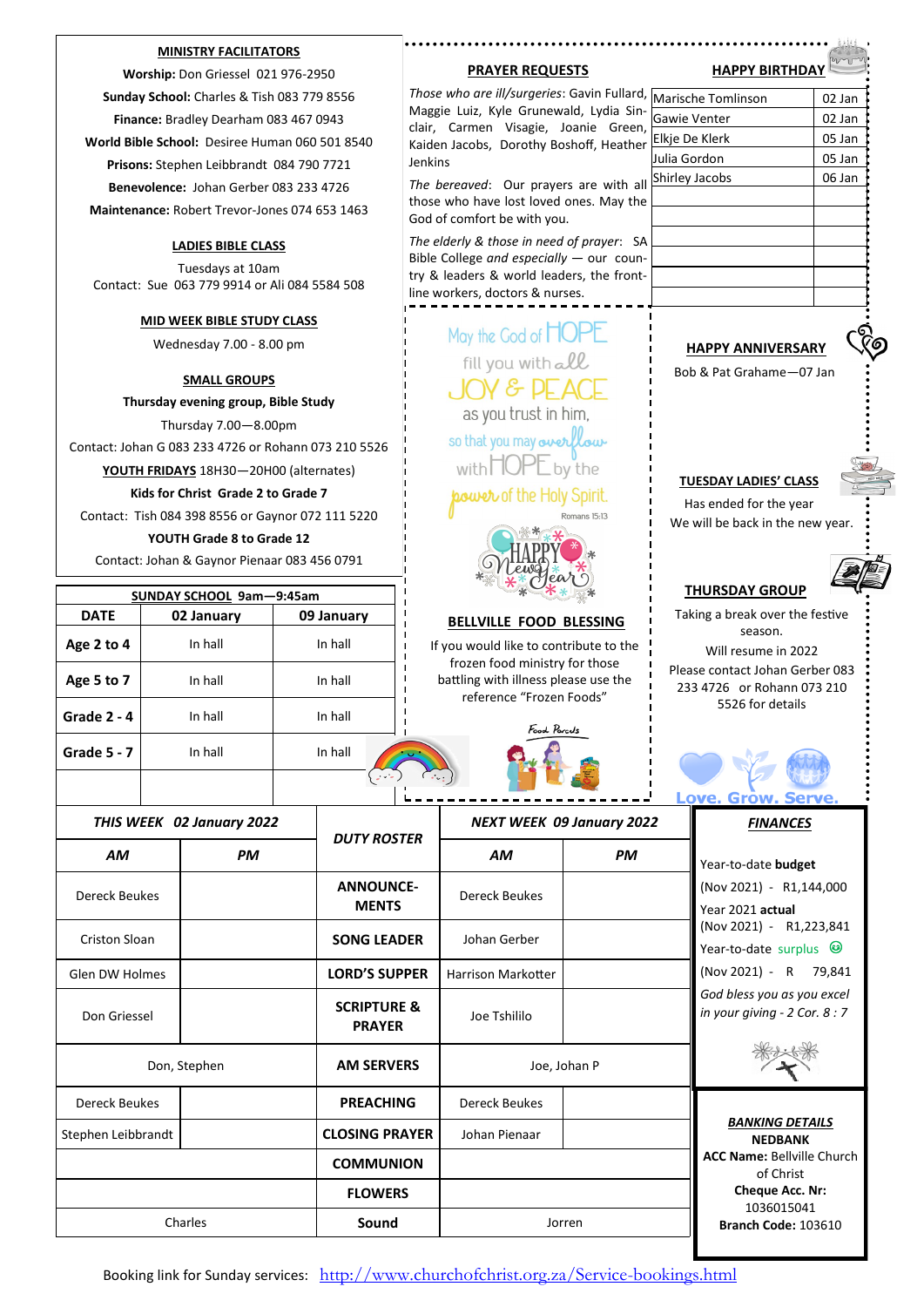## MINISTRY FACILITATORS

**Worship:** Don Griessel 021 976-2950

**Sunday School:** Charles & Tish 083 779 8556

**Finance:** Bradley Dearham 083 467 0943

**World Bible School:** Desiree Human 060 501 8540

**Prisons:** Stephen Leibbrandt 084 790 7721

**Benevolence:** Johan Gerber 083 233 4726

**Maintenance:** Robert Trevor-Jones 074 653 1463

### LADIES BIBLE CLASS

Tuesdays at 10am

Contact: Sue 063 779 9914 or Ali 084 5584 508

### MID WEEK BIBLE STUDY CLASS

Wednesday 7.00 - 8.00 pm

### SMALL GROUPS

**Thursday evening group, Bible Study**

Thursday 7.00—8.00pm

Contact: Johan G 083 233 4726 or Rohann 073 210 5526

**YOUTH FRIDAYS** 18H30—20H00 (alternates)

**Kids for Christ Grade 2 to Grade 7**

Contact: Tish 084 398 8556 or Gaynor 072 111 5220

**YOUTH Grade 8 to Grade 12**

Contact: Johan & Gaynor Pienaar 083 456 0791

| SUNDAY SCHOOL 9am—9:45am | | |
|---|---|---|
| **DATE** | **02 January** | **09 January** |
| **Age 2 to 4** | In hall | In hall |
| **Age 5 to 7** | In hall | In hall |
| **Grade 2 - 4** | In hall | In hall |
| **Grade 5 - 7** | In hall | In hall |
| | | |

## PRAYER REQUESTS

*Those who are ill/surgeries*: Gavin Fullard, Maggie Luiz, Kyle Grunewald, Lydia Sinclair, Carmen Visagie, Joanie Green, Kaiden Jacobs, Dorothy Boshoff, Heather Jenkins

*The bereaved*: Our prayers are with all those who have lost loved ones. May the God of comfort be with you.

*The elderly & those in need of prayer*: SA Bible College *and especially* — our country & leaders & world leaders, the frontline workers, doctors & nurses.

May the God of HOPE fill you with all JOY & PEACE as you trust in him, so that you may overflow with HOPE by the power of the Holy Spirit.
Romans 15:13

HAPPY New Year

## HAPPY BIRTHDAY

| | |
|---|---|
| Marische Tomlinson | 02 Jan |
| Gawie Venter | 02 Jan |
| Elkje De Klerk | 05 Jan |
| Julia Gordon | 05 Jan |
| Shirley Jacobs | 06 Jan |

## HAPPY ANNIVERSARY

Bob & Pat Grahame—07 Jan

## BELLVILLE FOOD BLESSING

If you would like to contribute to the frozen food ministry for those battling with illness please use the reference "Frozen Foods"

Food Parcels

## TUESDAY LADIES' CLASS

Has ended for the year

We will be back in the new year.

## THURSDAY GROUP

Taking a break over the festive season.

Will resume in 2022

Please contact Johan Gerber 083 233 4726 or Rohann 073 210 5526 for details

Love. Grow. Serve.

| *THIS WEEK 02 January 2022* | | *DUTY ROSTER* | *NEXT WEEK 09 January 2022* | |
|---|---|---|---|---|
| ***AM*** | ***PM*** | | ***AM*** | ***PM*** |
| Dereck Beukes | | **ANNOUNCEMENTS** | Dereck Beukes | |
| Criston Sloan | | **SONG LEADER** | Johan Gerber | |
| Glen DW Holmes | | **LORD'S SUPPER** | Harrison Markotter | |
| Don Griessel | | **SCRIPTURE & PRAYER** | Joe Tshililo | |
| Don, Stephen | | **AM SERVERS** | Joe, Johan P | |
| Dereck Beukes | | **PREACHING** | Dereck Beukes | |
| Stephen Leibbrandt | | **CLOSING PRAYER** | Johan Pienaar | |
| | | **COMMUNION** | | |
| | | **FLOWERS** | | |
| Charles | | **Sound** | Jorren | |

## *FINANCES*

Year-to-date **budget**
(Nov 2021) - R1,144,000

Year 2021 **actual**
(Nov 2021) - R1,223,841

Year-to-date surplus
(Nov 2021) - R 79,841

*God bless you as you excel in your giving - 2 Cor. 8 : 7*

***BANKING DETAILS***

**NEDBANK**

**ACC Name:** Bellville Church of Christ

**Cheque Acc. Nr:** 1036015041

**Branch Code:** 103610

Booking link for Sunday services: http://www.churchofchrist.org.za/Service-bookings.html